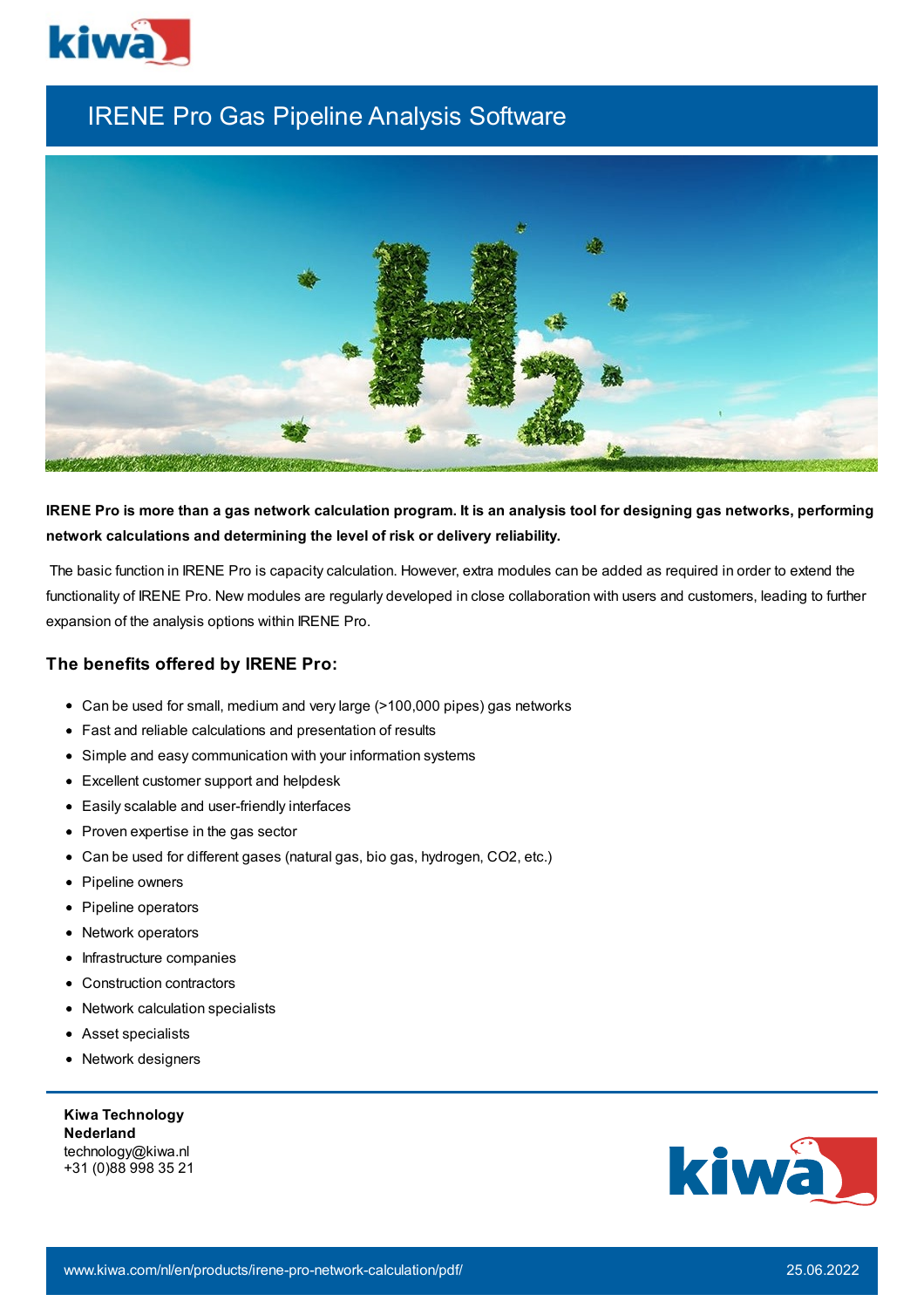# IRENE Pro Gas Pipeline Analysis Software

**IRENE Pro is more than a gas network calculation program. It is an analysis tool for designing gas networks, performing network calculations and determining the level of risk or delivery reliability.**

The basic function in IRENE Pro is capacity calculation. However, extra modules can be added as required in order to extend the functionality of IRENE Pro. New modules are regularly developed in close collaboration with users and customers, leading to further expansion of the analysis options within IRENE Pro.

## The benefits offered by IRENE Pro:

- Can be used for small, medium and very large (>100,000 pipes) gas networks
- Fast and reliable calculations and presentation of results
- Simple and easy communication with your information systems
- Excellent customer support and helpdesk
- Easily scalable and user-friendly interfaces
- Proven expertise in the gas sector
- Can be used for different gases (natural gas, bio gas, hydrogen, CO2, etc.)
- Pipeline owners
- Pipeline operators
- Network operators
- Infrastructure companies
- Construction contractors
- Network calculation specialists
- Asset specialists
- Network designers

**Kiwa Technology Nederland**
technology@kiwa.nl
+31 (0)88 998 35 21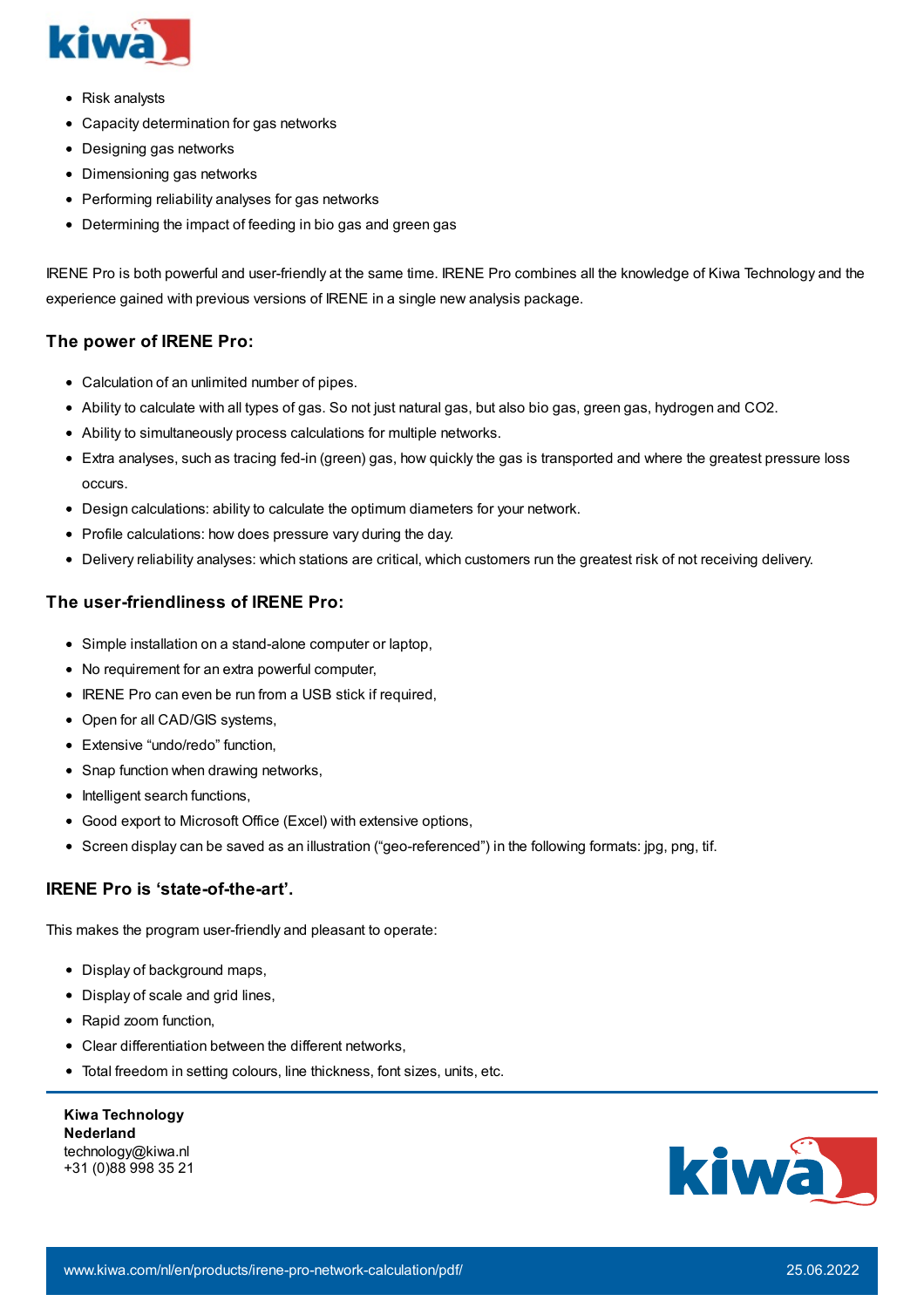- Risk analysts
- Capacity determination for gas networks
- Designing gas networks
- Dimensioning gas networks
- Performing reliability analyses for gas networks
- Determining the impact of feeding in bio gas and green gas

IRENE Pro is both powerful and user-friendly at the same time. IRENE Pro combines all the knowledge of Kiwa Technology and the experience gained with previous versions of IRENE in a single new analysis package.

### The power of IRENE Pro:

- Calculation of an unlimited number of pipes.
- Ability to calculate with all types of gas. So not just natural gas, but also bio gas, green gas, hydrogen and CO2.
- Ability to simultaneously process calculations for multiple networks.
- Extra analyses, such as tracing fed-in (green) gas, how quickly the gas is transported and where the greatest pressure loss occurs.
- Design calculations: ability to calculate the optimum diameters for your network.
- Profile calculations: how does pressure vary during the day.
- Delivery reliability analyses: which stations are critical, which customers run the greatest risk of not receiving delivery.

### The user-friendliness of IRENE Pro:

- Simple installation on a stand-alone computer or laptop,
- No requirement for an extra powerful computer,
- IRENE Pro can even be run from a USB stick if required,
- Open for all CAD/GIS systems,
- Extensive "undo/redo" function,
- Snap function when drawing networks,
- Intelligent search functions,
- Good export to Microsoft Office (Excel) with extensive options,
- Screen display can be saved as an illustration ("geo-referenced") in the following formats: jpg, png, tif.

### IRENE Pro is 'state-of-the-art'.

This makes the program user-friendly and pleasant to operate:

- Display of background maps,
- Display of scale and grid lines,
- Rapid zoom function,
- Clear differentiation between the different networks,
- Total freedom in setting colours, line thickness, font sizes, units, etc.

**Kiwa Technology Nederland**
technology@kiwa.nl
+31 (0)88 998 35 21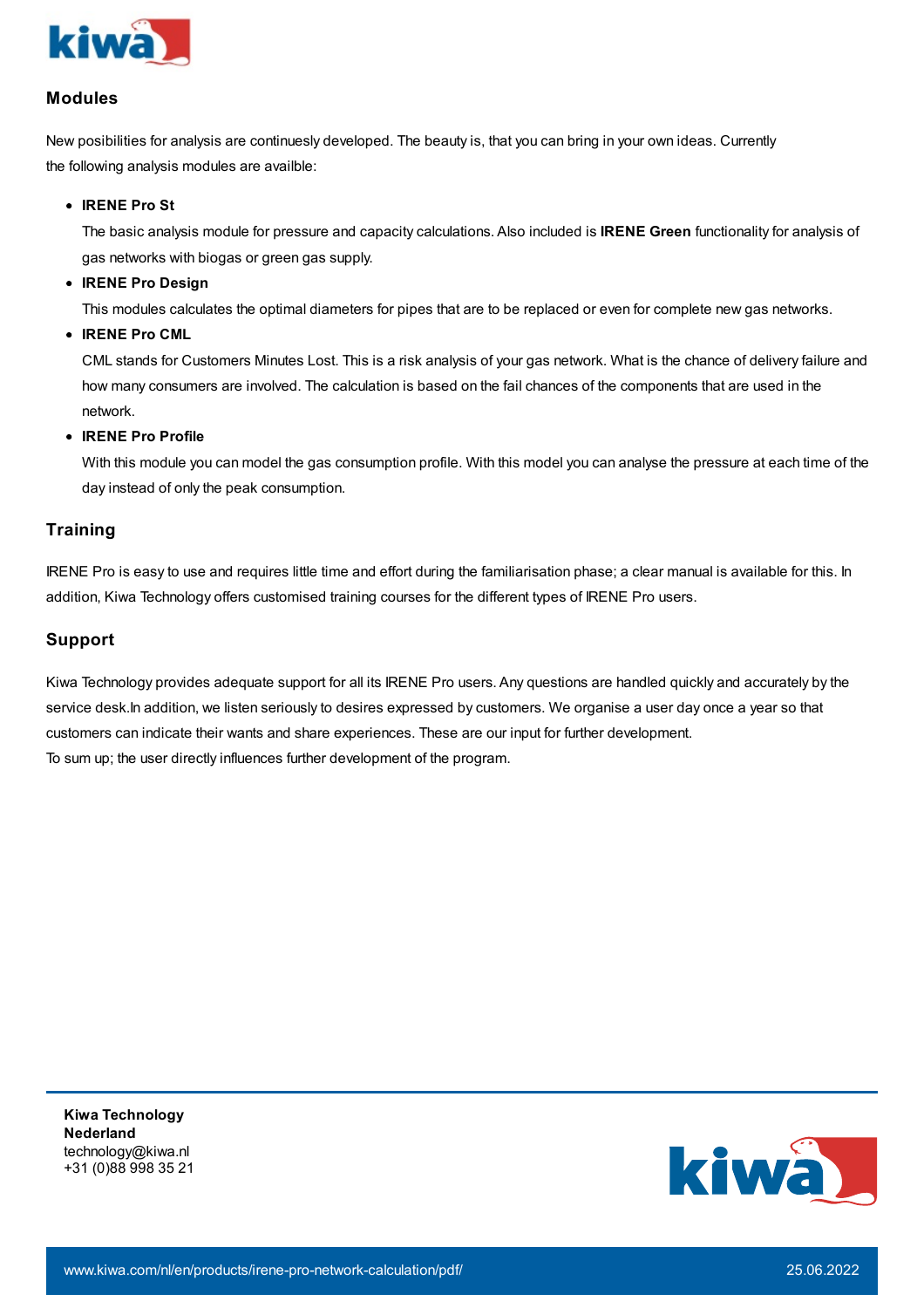## Modules

New posibilities for analysis are continuesly developed. The beauty is, that you can bring in your own ideas. Currently the following analysis modules are availble:

- **IRENE Pro St**

  The basic analysis module for pressure and capacity calculations. Also included is **IRENE Green** functionality for analysis of gas networks with biogas or green gas supply.

- **IRENE Pro Design**

  This modules calculates the optimal diameters for pipes that are to be replaced or even for complete new gas networks.

- **IRENE Pro CML**

  CML stands for Customers Minutes Lost. This is a risk analysis of your gas network. What is the chance of delivery failure and how many consumers are involved. The calculation is based on the fail chances of the components that are used in the network.

- **IRENE Pro Profile**

  With this module you can model the gas consumption profile. With this model you can analyse the pressure at each time of the day instead of only the peak consumption.

## Training

IRENE Pro is easy to use and requires little time and effort during the familiarisation phase; a clear manual is available for this. In addition, Kiwa Technology offers customised training courses for the different types of IRENE Pro users.

## Support

Kiwa Technology provides adequate support for all its IRENE Pro users. Any questions are handled quickly and accurately by the service desk.In addition, we listen seriously to desires expressed by customers. We organise a user day once a year so that customers can indicate their wants and share experiences. These are our input for further development.
To sum up; the user directly influences further development of the program.

**Kiwa Technology Nederland**
technology@kiwa.nl
+31 (0)88 998 35 21

www.kiwa.com/nl/en/products/irene-pro-network-calculation/pdf/ 25.06.2022